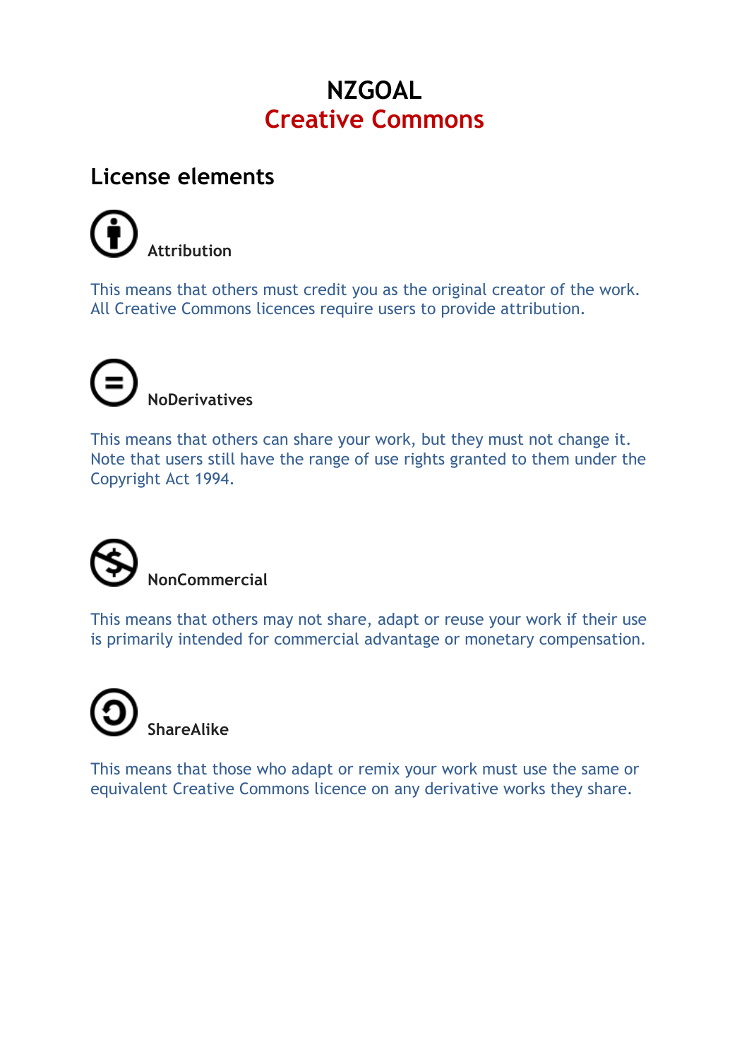# NZGOAL
## Creative Commons

## License elements

### Attribution

This means that others must credit you as the original creator of the work. All Creative Commons licences require users to provide attribution.

### NoDerivatives

This means that others can share your work, but they must not change it. Note that users still have the range of use rights granted to them under the Copyright Act 1994.

### NonCommercial

This means that others may not share, adapt or reuse your work if their use is primarily intended for commercial advantage or monetary compensation.

### ShareAlike

This means that those who adapt or remix your work must use the same or equivalent Creative Commons licence on any derivative works they share.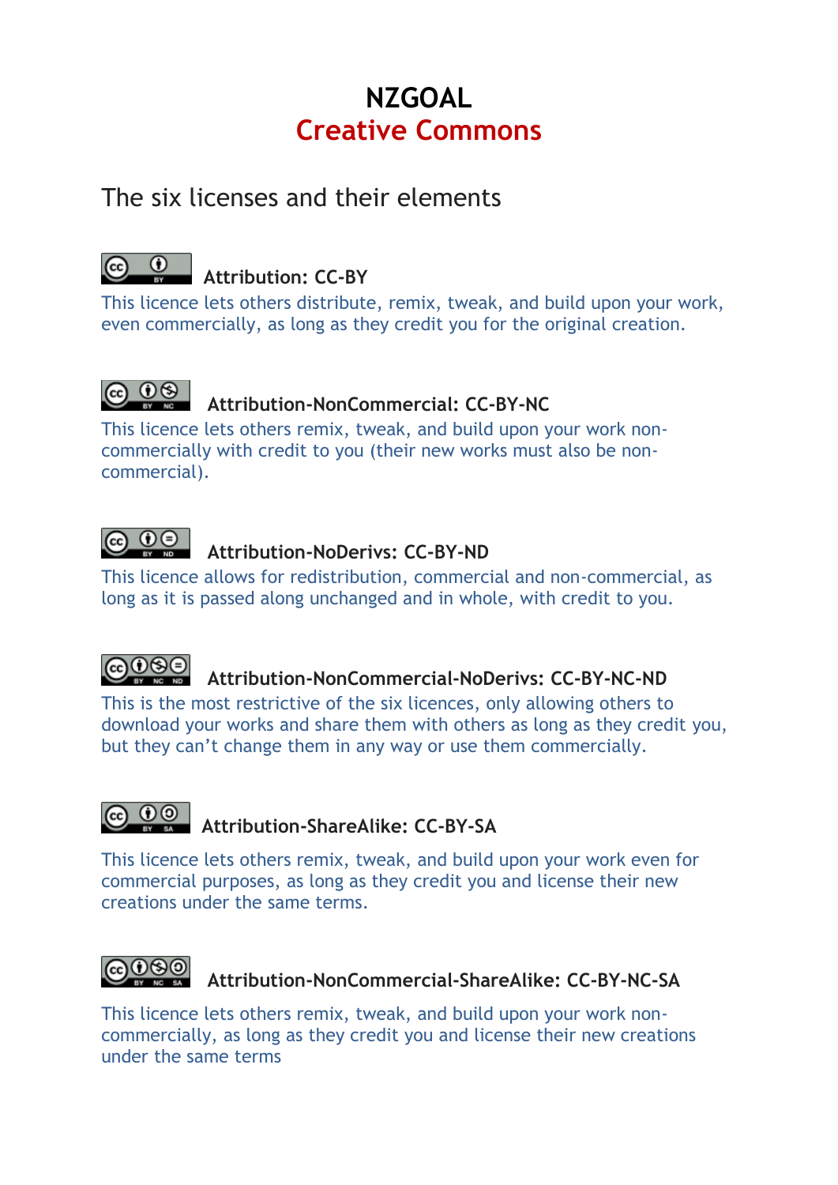# NZGOAL
# Creative Commons

## The six licenses and their elements

### Attribution: CC-BY

This licence lets others distribute, remix, tweak, and build upon your work, even commercially, as long as they credit you for the original creation.

### Attribution-NonCommercial: CC-BY-NC

This licence lets others remix, tweak, and build upon your work non-commercially with credit to you (their new works must also be non-commercial).

### Attribution-NoDerivs: CC-BY-ND

This licence allows for redistribution, commercial and non-commercial, as long as it is passed along unchanged and in whole, with credit to you.

### Attribution-NonCommercial-NoDerivs: CC-BY-NC-ND

This is the most restrictive of the six licences, only allowing others to download your works and share them with others as long as they credit you, but they can't change them in any way or use them commercially.

### Attribution-ShareAlike: CC-BY-SA

This licence lets others remix, tweak, and build upon your work even for commercial purposes, as long as they credit you and license their new creations under the same terms.

### Attribution-NonCommercial-ShareAlike: CC-BY-NC-SA

This licence lets others remix, tweak, and build upon your work non-commercially, as long as they credit you and license their new creations under the same terms